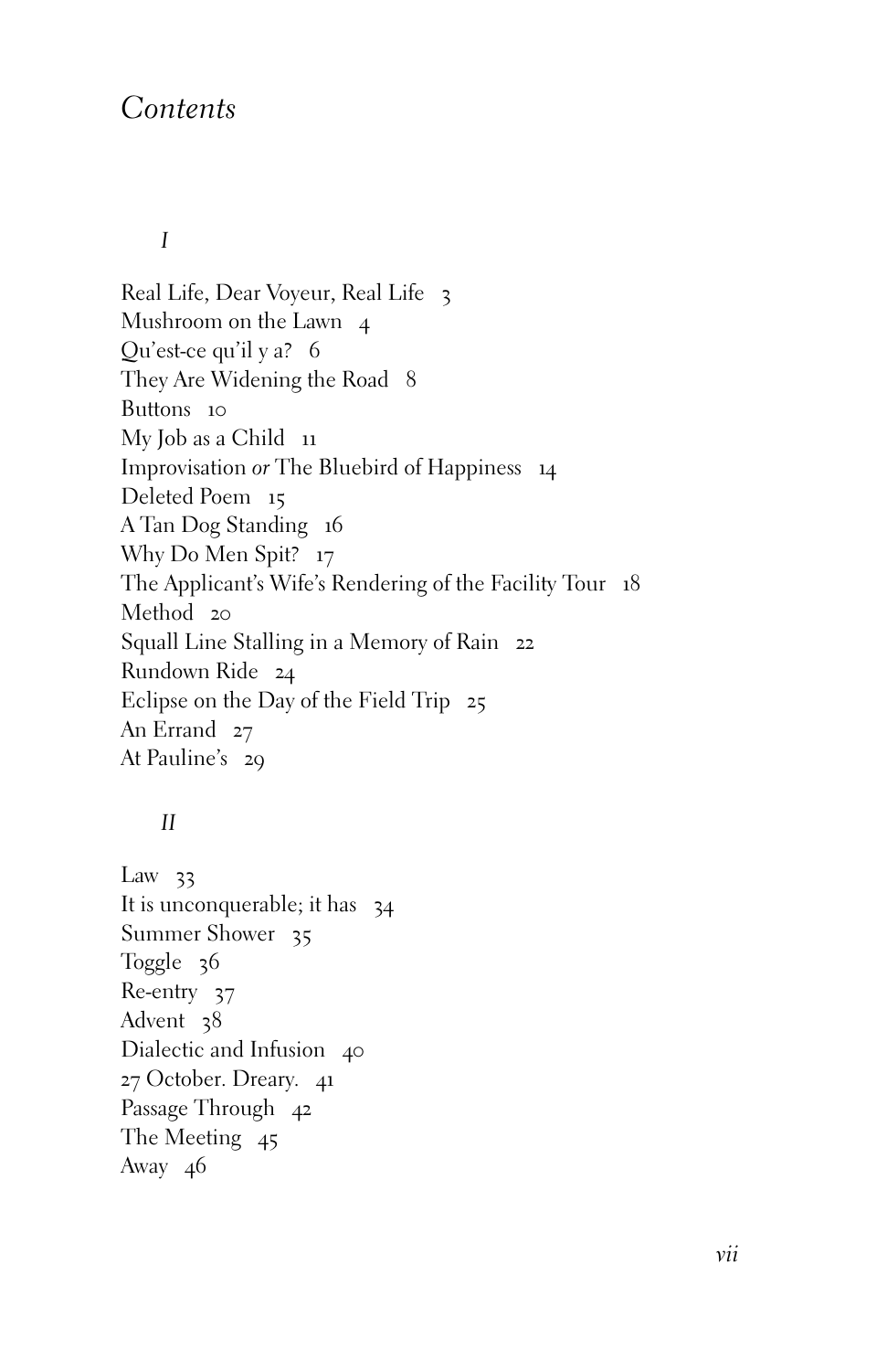# *Contents*

## *I*

Real Life, Dear Voyeur, Real Life 3
Mushroom on the Lawn 4
Qu'est-ce qu'il y a? 6
They Are Widening the Road 8
Buttons 10
My Job as a Child 11
Improvisation *or* The Bluebird of Happiness 14
Deleted Poem 15
A Tan Dog Standing 16
Why Do Men Spit? 17
The Applicant's Wife's Rendering of the Facility Tour 18
Method 20
Squall Line Stalling in a Memory of Rain 22
Rundown Ride 24
Eclipse on the Day of the Field Trip 25
An Errand 27
At Pauline's 29

## *II*

Law 33
It is unconquerable; it has 34
Summer Shower 35
Toggle 36
Re-entry 37
Advent 38
Dialectic and Infusion 40
27 October. Dreary. 41
Passage Through 42
The Meeting 45
Away 46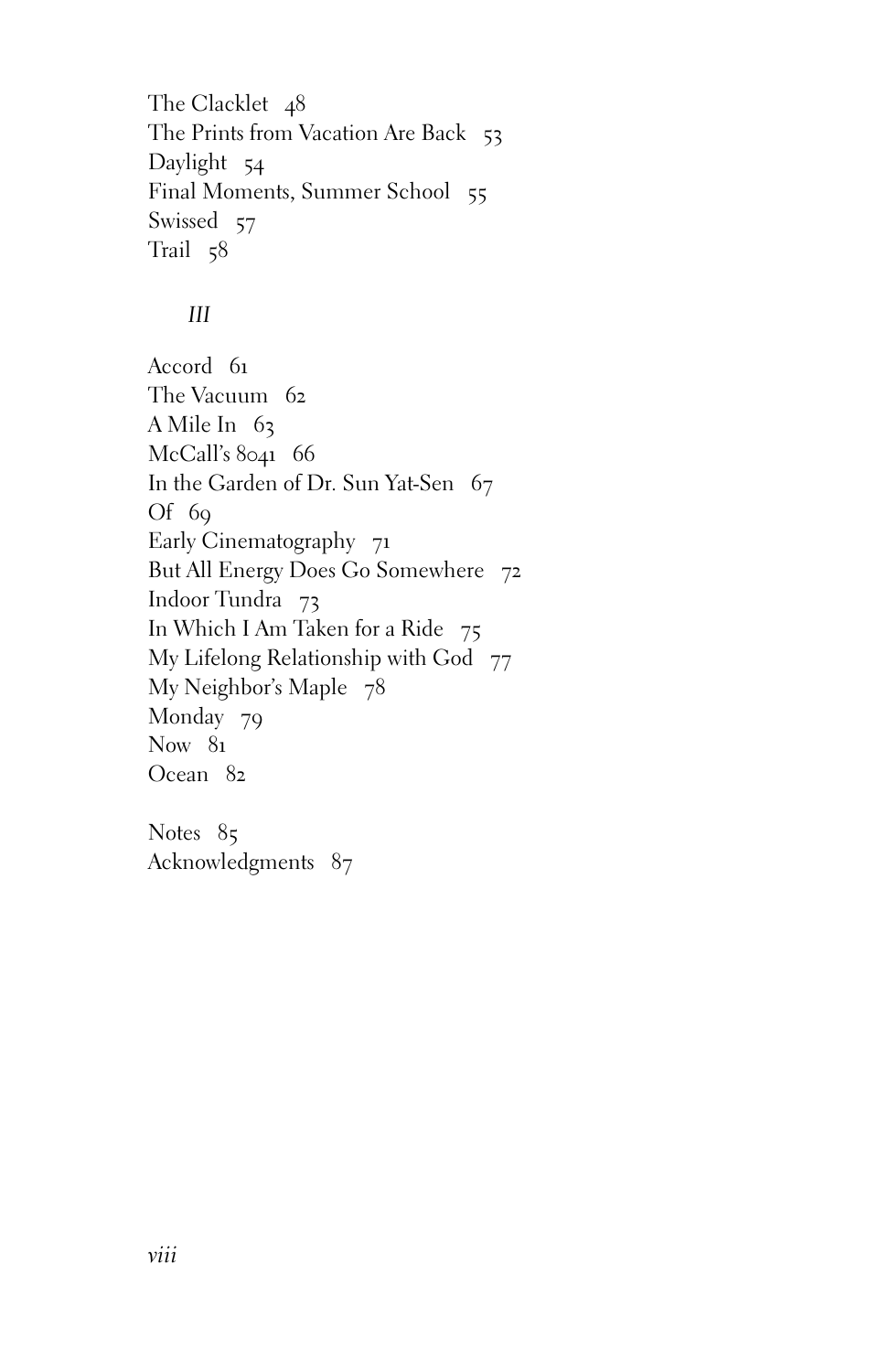The Clacklet 48
The Prints from Vacation Are Back 53
Daylight 54
Final Moments, Summer School 55
Swissed 57
Trail 58

*III*

Accord 61
The Vacuum 62
A Mile In 63
McCall's 8041 66
In the Garden of Dr. Sun Yat-Sen 67
Of 69
Early Cinematography 71
But All Energy Does Go Somewhere 72
Indoor Tundra 73
In Which I Am Taken for a Ride 75
My Lifelong Relationship with God 77
My Neighbor's Maple 78
Monday 79
Now 81
Ocean 82

Notes 85
Acknowledgments 87